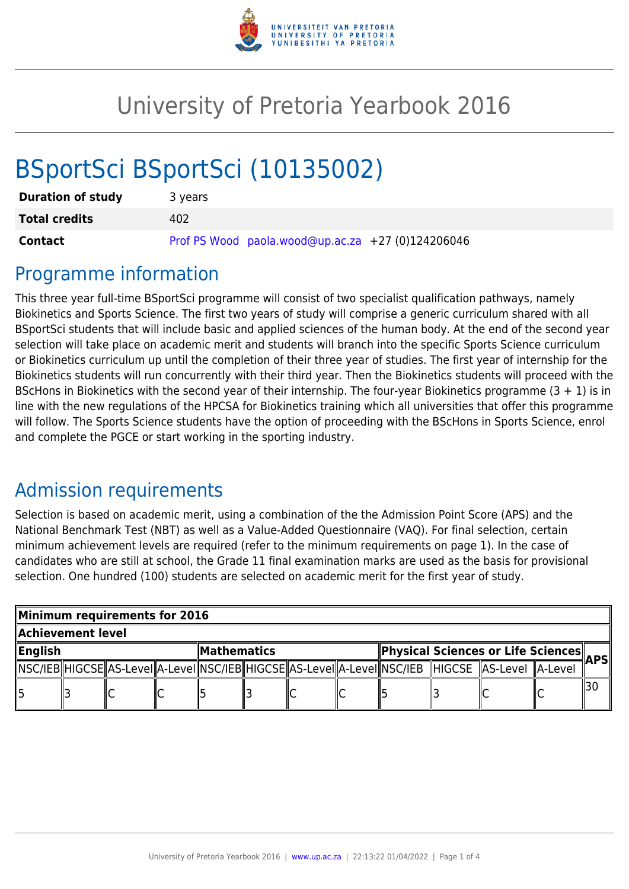# University of Pretoria Yearbook 2016

## BSportSci BSportSci (10135002)

| | |
|---|---|
| **Duration of study** | 3 years |
| **Total credits** | 402 |
| **Contact** | Prof PS Wood paola.wood@up.ac.za +27 (0)124206046 |

## Programme information

This three year full-time BSportSci programme will consist of two specialist qualification pathways, namely Biokinetics and Sports Science. The first two years of study will comprise a generic curriculum shared with all BSportSci students that will include basic and applied sciences of the human body. At the end of the second year selection will take place on academic merit and students will branch into the specific Sports Science curriculum or Biokinetics curriculum up until the completion of their three year of studies. The first year of internship for the Biokinetics students will run concurrently with their third year. Then the Biokinetics students will proceed with the BScHons in Biokinetics with the second year of their internship. The four-year Biokinetics programme (3 + 1) is in line with the new regulations of the HPCSA for Biokinetics training which all universities that offer this programme will follow. The Sports Science students have the option of proceeding with the BScHons in Sports Science, enrol and complete the PGCE or start working in the sporting industry.

## Admission requirements

Selection is based on academic merit, using a combination of the the Admission Point Score (APS) and the National Benchmark Test (NBT) as well as a Value-Added Questionnaire (VAQ). For final selection, certain minimum achievement levels are required (refer to the minimum requirements on page 1). In the case of candidates who are still at school, the Grade 11 final examination marks are used as the basis for provisional selection. One hundred (100) students are selected on academic merit for the first year of study.

| **Minimum requirements for 2016** | | | | | | | | | | | | |
|---|---|---|---|---|---|---|---|---|---|---|---|---|
| **Achievement level** | | | | | | | | | | | | |
| **English** | | | | **Mathematics** | | | | **Physical Sciences or Life Sciences** | | | | **APS** |
| NSC/IEB | HIGCSE | AS-Level | A-Level | NSC/IEB | HIGCSE | AS-Level | A-Level | NSC/IEB | HIGCSE | AS-Level | A-Level | |
| 5 | 3 | C | C | 5 | 3 | C | C | 5 | 3 | C | C | 30 |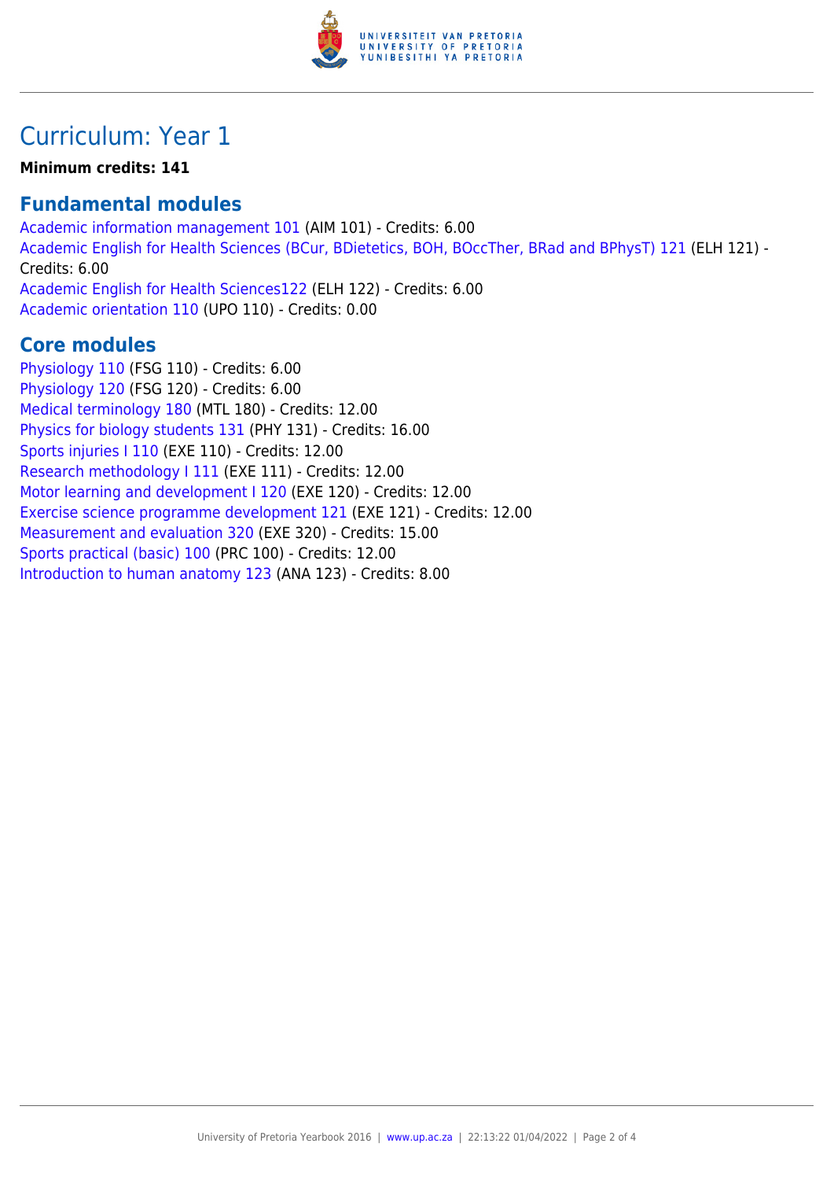# Curriculum: Year 1

**Minimum credits: 141**

## Fundamental modules

Academic information management 101 (AIM 101) - Credits: 6.00
Academic English for Health Sciences (BCur, BDietetics, BOH, BOccTher, BRad and BPhysT) 121 (ELH 121) - Credits: 6.00
Academic English for Health Sciences122 (ELH 122) - Credits: 6.00
Academic orientation 110 (UPO 110) - Credits: 0.00

## Core modules

Physiology 110 (FSG 110) - Credits: 6.00
Physiology 120 (FSG 120) - Credits: 6.00
Medical terminology 180 (MTL 180) - Credits: 12.00
Physics for biology students 131 (PHY 131) - Credits: 16.00
Sports injuries I 110 (EXE 110) - Credits: 12.00
Research methodology I 111 (EXE 111) - Credits: 12.00
Motor learning and development I 120 (EXE 120) - Credits: 12.00
Exercise science programme development 121 (EXE 121) - Credits: 12.00
Measurement and evaluation 320 (EXE 320) - Credits: 15.00
Sports practical (basic) 100 (PRC 100) - Credits: 12.00
Introduction to human anatomy 123 (ANA 123) - Credits: 8.00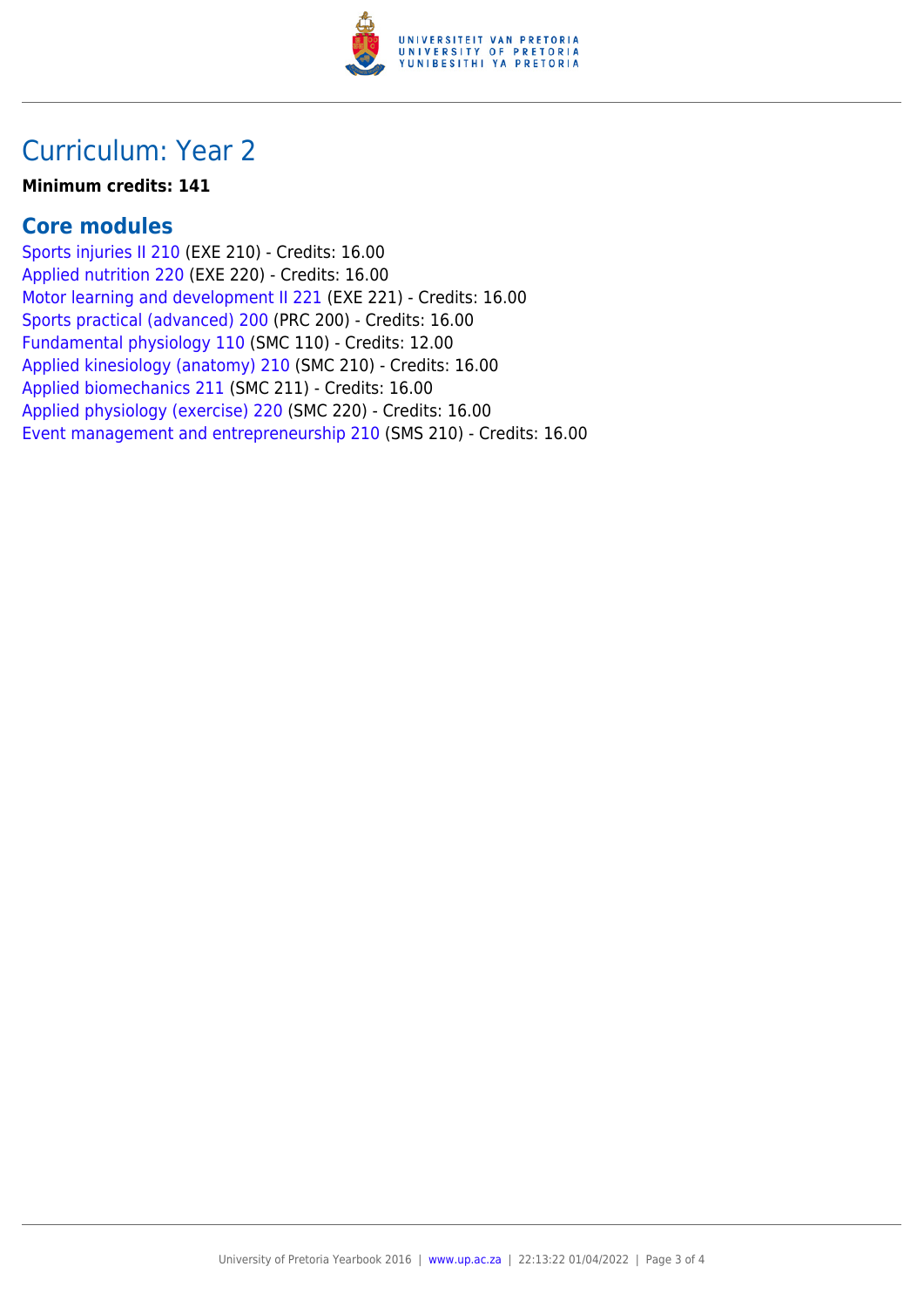## Curriculum: Year 2

**Minimum credits: 141**

### Core modules

Sports injuries II 210 (EXE 210) - Credits: 16.00
Applied nutrition 220 (EXE 220) - Credits: 16.00
Motor learning and development II 221 (EXE 221) - Credits: 16.00
Sports practical (advanced) 200 (PRC 200) - Credits: 16.00
Fundamental physiology 110 (SMC 110) - Credits: 12.00
Applied kinesiology (anatomy) 210 (SMC 210) - Credits: 16.00
Applied biomechanics 211 (SMC 211) - Credits: 16.00
Applied physiology (exercise) 220 (SMC 220) - Credits: 16.00
Event management and entrepreneurship 210 (SMS 210) - Credits: 16.00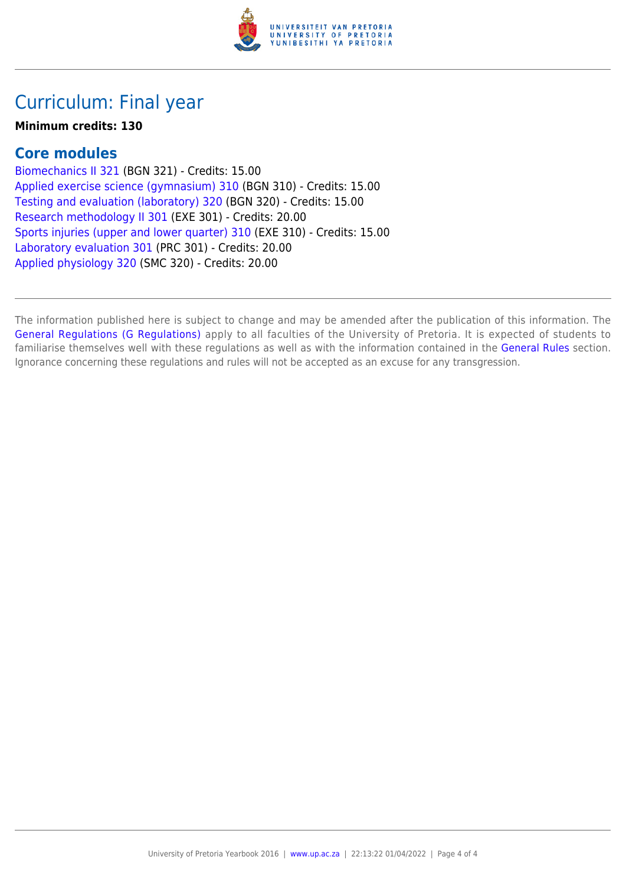# Curriculum: Final year

**Minimum credits: 130**

## Core modules

Biomechanics II 321 (BGN 321) - Credits: 15.00
Applied exercise science (gymnasium) 310 (BGN 310) - Credits: 15.00
Testing and evaluation (laboratory) 320 (BGN 320) - Credits: 15.00
Research methodology II 301 (EXE 301) - Credits: 20.00
Sports injuries (upper and lower quarter) 310 (EXE 310) - Credits: 15.00
Laboratory evaluation 301 (PRC 301) - Credits: 20.00
Applied physiology 320 (SMC 320) - Credits: 20.00

---

The information published here is subject to change and may be amended after the publication of this information. The General Regulations (G Regulations) apply to all faculties of the University of Pretoria. It is expected of students to familiarise themselves well with these regulations as well as with the information contained in the General Rules section. Ignorance concerning these regulations and rules will not be accepted as an excuse for any transgression.